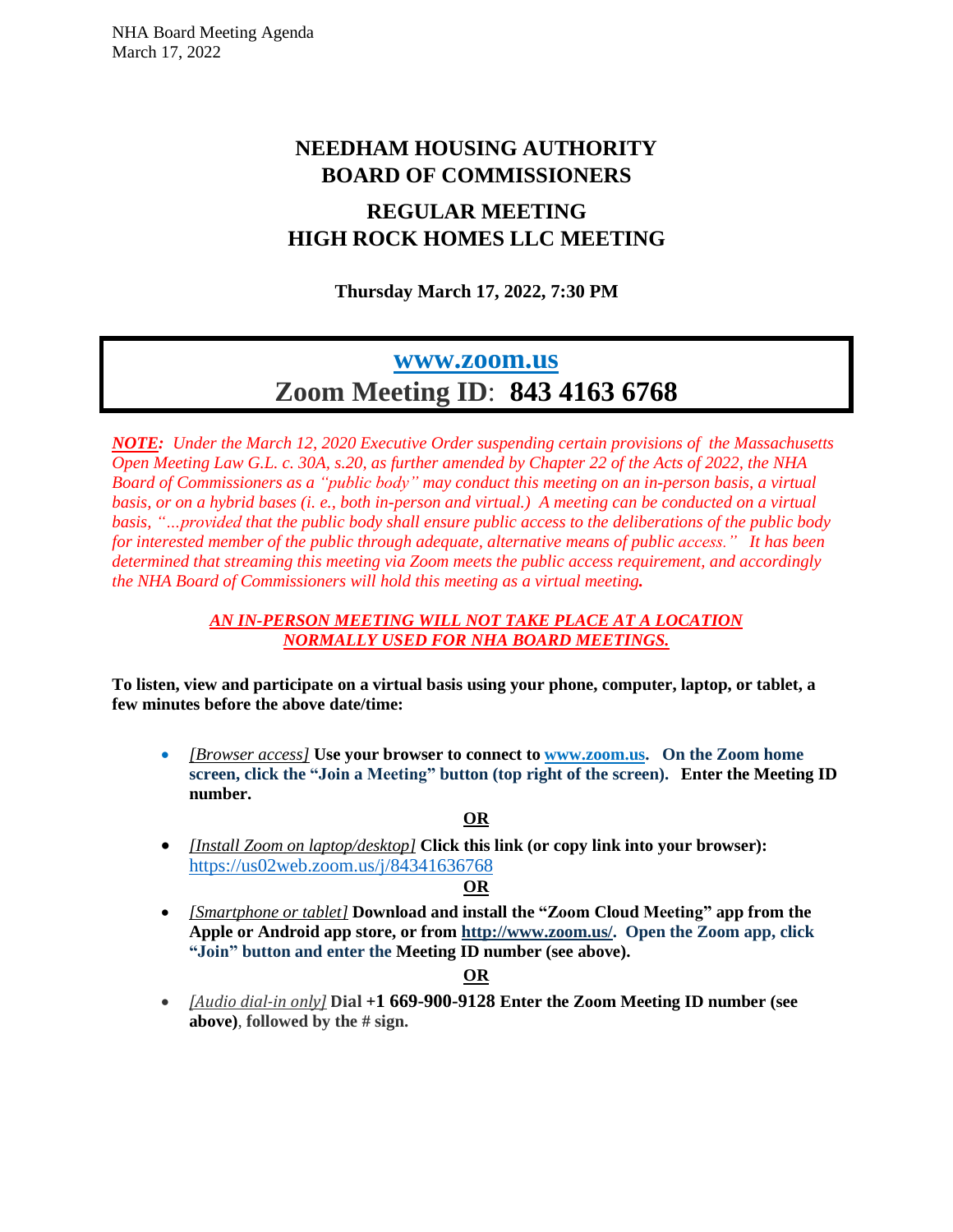# NEEDHAM HOUSING AUTHORITY
# BOARD OF COMMISSIONERS

## REGULAR MEETING
## HIGH ROCK HOMES LLC MEETING

**Thursday March 17, 2022, 7:30 PM**

## [www.zoom.us](http://www.zoom.us)
## Zoom Meeting ID: 843 4163 6768

***NOTE:*** *Under the March 12, 2020 Executive Order suspending certain provisions of the Massachusetts Open Meeting Law G.L. c. 30A, s.20, as further amended by Chapter 22 of the Acts of 2022, the NHA Board of Commissioners as a "public body" may conduct this meeting on an in-person basis, a virtual basis, or on a hybrid bases (i. e., both in-person and virtual.) A meeting can be conducted on a virtual basis, "…provided that the public body shall ensure public access to the deliberations of the public body for interested member of the public through adequate, alternative means of public access." It has been determined that streaming this meeting via Zoom meets the public access requirement, and accordingly the NHA Board of Commissioners will hold this meeting as a virtual meeting.*

***AN IN-PERSON MEETING WILL NOT TAKE PLACE AT A LOCATION NORMALLY USED FOR NHA BOARD MEETINGS.***

**To listen, view and participate on a virtual basis using your phone, computer, laptop, or tablet, a few minutes before the above date/time:**

- *[Browser access]* **Use your browser to connect to [www.zoom.us](http://www.zoom.us). On the Zoom home screen, click the "Join a Meeting" button (top right of the screen). Enter the Meeting ID number.**

**OR**

- *[Install Zoom on laptop/desktop]* **Click this link (or copy link into your browser):** https://us02web.zoom.us/j/84341636768

**OR**

- *[Smartphone or tablet]* **Download and install the "Zoom Cloud Meeting" app from the Apple or Android app store, or from [http://www.zoom.us/](http://www.zoom.us/). Open the Zoom app, click "Join" button and enter the Meeting ID number (see above).**

**OR**

- *[Audio dial-in only]* **Dial +1 669-900-9128 Enter the Zoom Meeting ID number (see above), followed by the # sign.**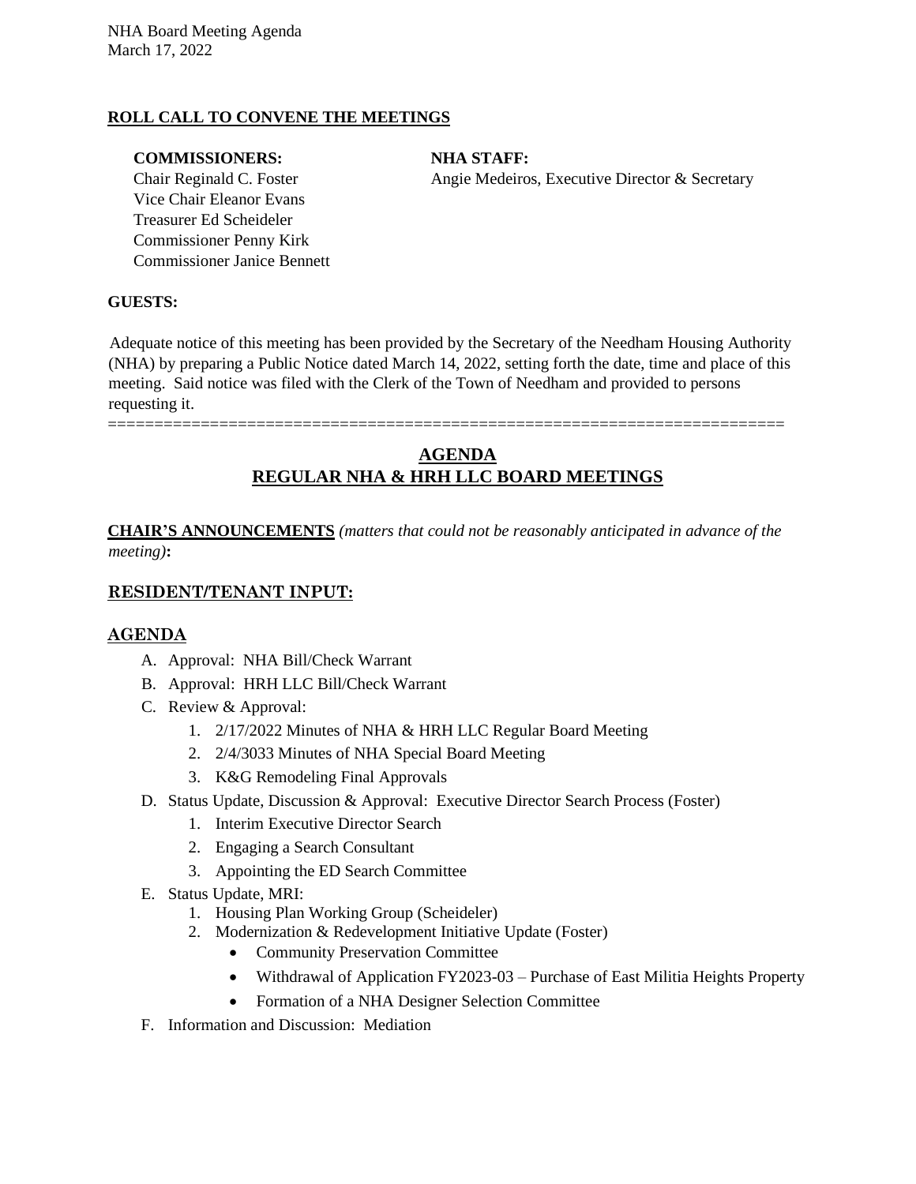NHA Board Meeting Agenda
March 17, 2022

**ROLL CALL TO CONVENE THE MEETINGS**

**COMMISSIONERS:**
Chair Reginald C. Foster
Vice Chair Eleanor Evans
Treasurer Ed Scheideler
Commissioner Penny Kirk
Commissioner Janice Bennett

**NHA STAFF:**
Angie Medeiros, Executive Director & Secretary

**GUESTS:**

Adequate notice of this meeting has been provided by the Secretary of the Needham Housing Authority (NHA) by preparing a Public Notice dated March 14, 2022, setting forth the date, time and place of this meeting. Said notice was filed with the Clerk of the Town of Needham and provided to persons requesting it.

========================================================================

## AGENDA
## REGULAR NHA & HRH LLC BOARD MEETINGS

**CHAIR'S ANNOUNCEMENTS** *(matters that could not be reasonably anticipated in advance of the meeting)***:**

## RESIDENT/TENANT INPUT:

## AGENDA

A. Approval: NHA Bill/Check Warrant
B. Approval: HRH LLC Bill/Check Warrant
C. Review & Approval:
   1. 2/17/2022 Minutes of NHA & HRH LLC Regular Board Meeting
   2. 2/4/3033 Minutes of NHA Special Board Meeting
   3. K&G Remodeling Final Approvals
D. Status Update, Discussion & Approval: Executive Director Search Process (Foster)
   1. Interim Executive Director Search
   2. Engaging a Search Consultant
   3. Appointing the ED Search Committee
E. Status Update, MRI:
   1. Housing Plan Working Group (Scheideler)
   2. Modernization & Redevelopment Initiative Update (Foster)
      - Community Preservation Committee
      - Withdrawal of Application FY2023-03 – Purchase of East Militia Heights Property
      - Formation of a NHA Designer Selection Committee
F. Information and Discussion: Mediation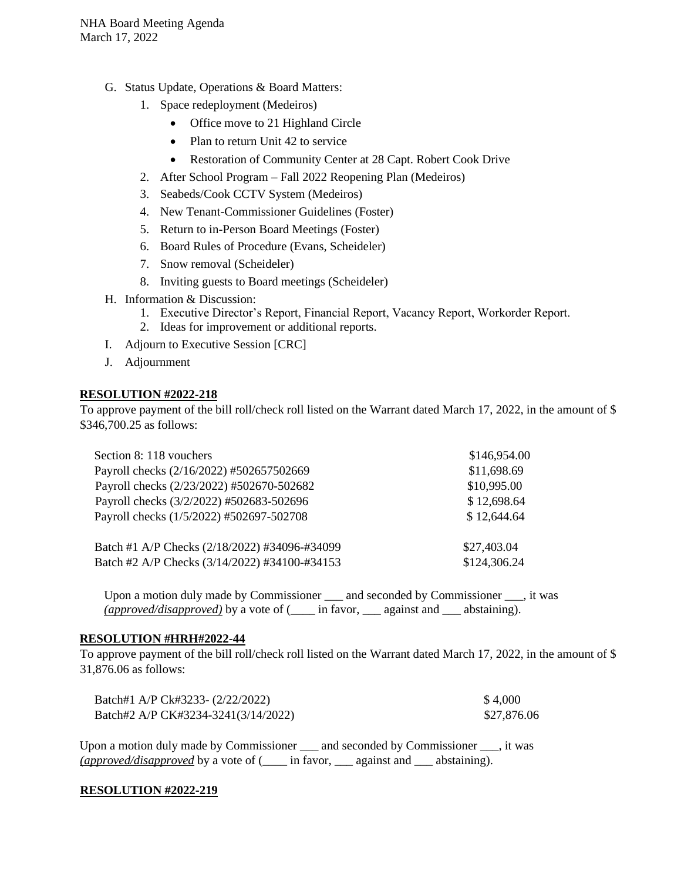G. Status Update, Operations & Board Matters:
   1. Space redeployment (Medeiros)
      - Office move to 21 Highland Circle
      - Plan to return Unit 42 to service
      - Restoration of Community Center at 28 Capt. Robert Cook Drive
   2. After School Program – Fall 2022 Reopening Plan (Medeiros)
   3. Seabeds/Cook CCTV System (Medeiros)
   4. New Tenant-Commissioner Guidelines (Foster)
   5. Return to in-Person Board Meetings (Foster)
   6. Board Rules of Procedure (Evans, Scheideler)
   7. Snow removal (Scheideler)
   8. Inviting guests to Board meetings (Scheideler)

H. Information & Discussion:
   1. Executive Director's Report, Financial Report, Vacancy Report, Workorder Report.
   2. Ideas for improvement or additional reports.

I. Adjourn to Executive Session [CRC]

J. Adjournment

**RESOLUTION #2022-218**

To approve payment of the bill roll/check roll listed on the Warrant dated March 17, 2022, in the amount of $ $346,700.25 as follows:

| | |
|---|---|
| Section 8: 118 vouchers | $146,954.00 |
| Payroll checks (2/16/2022) #502657502669 | $11,698.69 |
| Payroll checks (2/23/2022) #502670-502682 | $10,995.00 |
| Payroll checks (3/2/2022) #502683-502696 | $ 12,698.64 |
| Payroll checks (1/5/2022) #502697-502708 | $ 12,644.64 |
| Batch #1 A/P Checks (2/18/2022) #34096-#34099 | $27,403.04 |
| Batch #2 A/P Checks (3/14/2022) #34100-#34153 | $124,306.24 |

Upon a motion duly made by Commissioner ___ and seconded by Commissioner ___, it was *(approved/disapproved)* by a vote of (____ in favor, ___ against and ___ abstaining).

**RESOLUTION #HRH#2022-44**

To approve payment of the bill roll/check roll listed on the Warrant dated March 17, 2022, in the amount of $ 31,876.06 as follows:

| | |
|---|---|
| Batch#1 A/P Ck#3233- (2/22/2022) | $ 4,000 |
| Batch#2 A/P CK#3234-3241(3/14/2022) | $27,876.06 |

Upon a motion duly made by Commissioner ___ and seconded by Commissioner ___, it was *(approved/disapproved* by a vote of (____ in favor, ___ against and ___ abstaining).

**RESOLUTION #2022-219**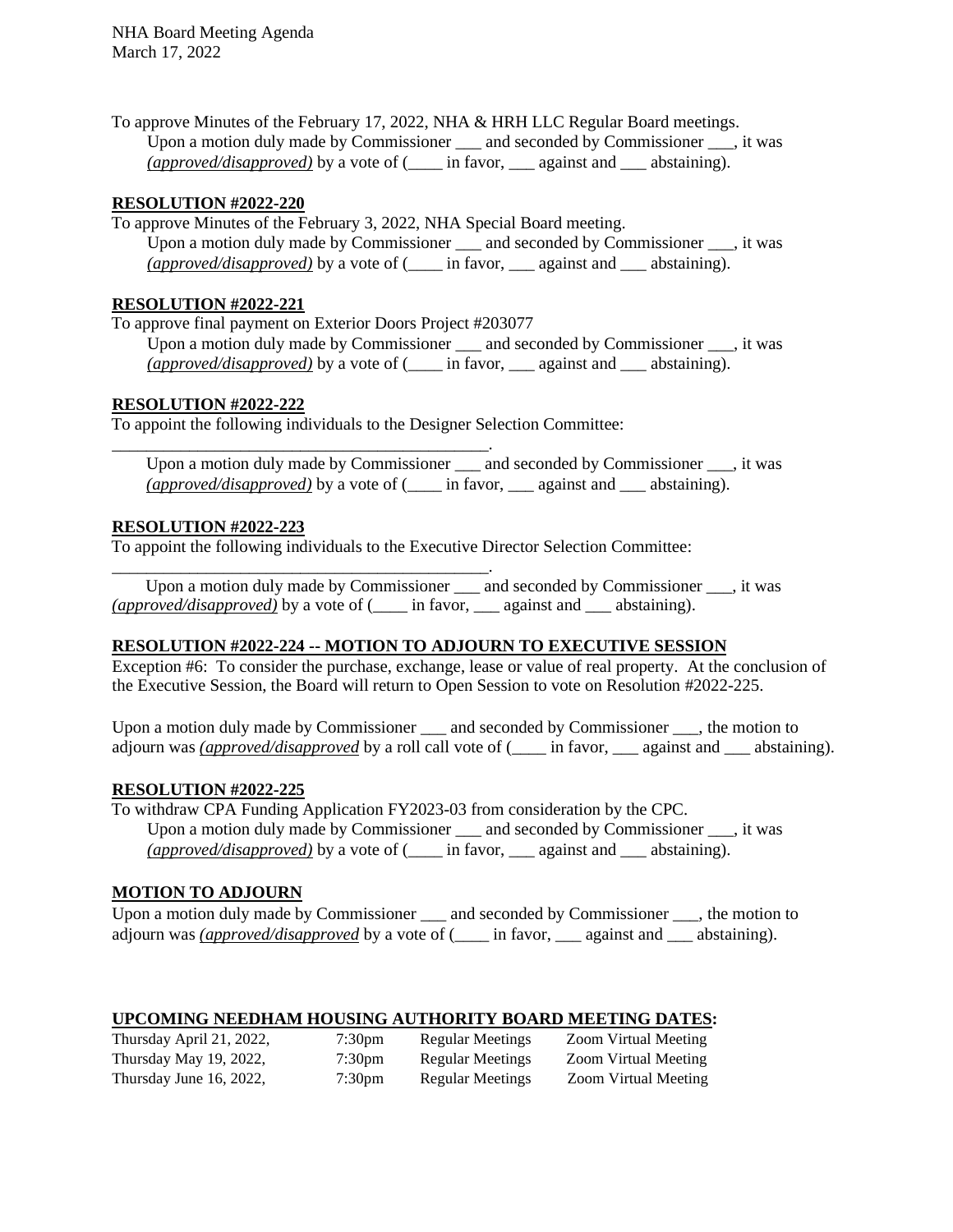To approve Minutes of the February 17, 2022, NHA & HRH LLC Regular Board meetings.

Upon a motion duly made by Commissioner ___ and seconded by Commissioner ___, it was *(approved/disapproved)* by a vote of (____ in favor, ___ against and ___ abstaining).

**RESOLUTION #2022-220**

To approve Minutes of the February 3, 2022, NHA Special Board meeting.

Upon a motion duly made by Commissioner ___ and seconded by Commissioner ___, it was *(approved/disapproved)* by a vote of (____ in favor, ___ against and ___ abstaining).

**RESOLUTION #2022-221**

To approve final payment on Exterior Doors Project #203077

Upon a motion duly made by Commissioner ___ and seconded by Commissioner ___, it was *(approved/disapproved)* by a vote of (____ in favor, ___ against and ___ abstaining).

**RESOLUTION #2022-222**

To appoint the following individuals to the Designer Selection Committee:

_____________________________________________.

Upon a motion duly made by Commissioner ___ and seconded by Commissioner ___, it was *(approved/disapproved)* by a vote of (____ in favor, ___ against and ___ abstaining).

**RESOLUTION #2022-223**

To appoint the following individuals to the Executive Director Selection Committee:

_____________________________________________.

Upon a motion duly made by Commissioner ___ and seconded by Commissioner ___, it was *(approved/disapproved)* by a vote of (____ in favor, ___ against and ___ abstaining).

**RESOLUTION #2022-224 -- MOTION TO ADJOURN TO EXECUTIVE SESSION**

Exception #6: To consider the purchase, exchange, lease or value of real property. At the conclusion of the Executive Session, the Board will return to Open Session to vote on Resolution #2022-225.

Upon a motion duly made by Commissioner ___ and seconded by Commissioner ___, the motion to adjourn was *(approved/disapproved* by a roll call vote of (____ in favor, ___ against and ___ abstaining).

**RESOLUTION #2022-225**

To withdraw CPA Funding Application FY2023-03 from consideration by the CPC.

Upon a motion duly made by Commissioner ___ and seconded by Commissioner ___, it was *(approved/disapproved)* by a vote of (____ in favor, ___ against and ___ abstaining).

**MOTION TO ADJOURN**

Upon a motion duly made by Commissioner ___ and seconded by Commissioner ___, the motion to adjourn was *(approved/disapproved* by a vote of (____ in favor, ___ against and ___ abstaining).

**UPCOMING NEEDHAM HOUSING AUTHORITY BOARD MEETING DATES:**

| | | | |
|---|---|---|---|
| Thursday April 21, 2022, | 7:30pm | Regular Meetings | Zoom Virtual Meeting |
| Thursday May 19, 2022, | 7:30pm | Regular Meetings | Zoom Virtual Meeting |
| Thursday June 16, 2022, | 7:30pm | Regular Meetings | Zoom Virtual Meeting |